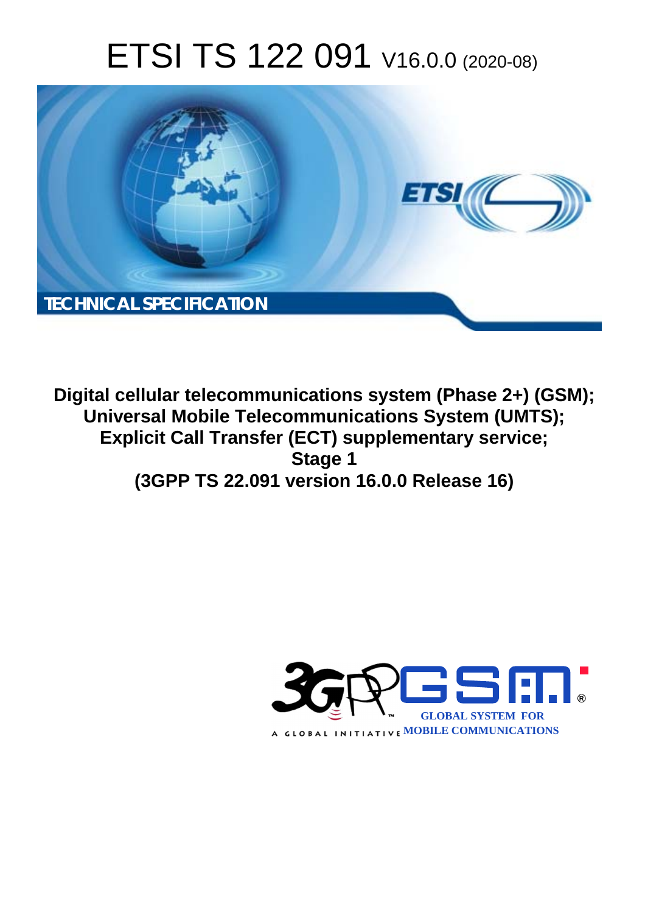# ETSI TS 122 091 V16.0.0 (2020-08)

TECHNICAL SPECIFICATION

**Digital cellular telecommunications system (Phase 2+) (GSM); Universal Mobile Telecommunications System (UMTS); Explicit Call Transfer (ECT) supplementary service; Stage 1 (3GPP TS 22.091 version 16.0.0 Release 16)**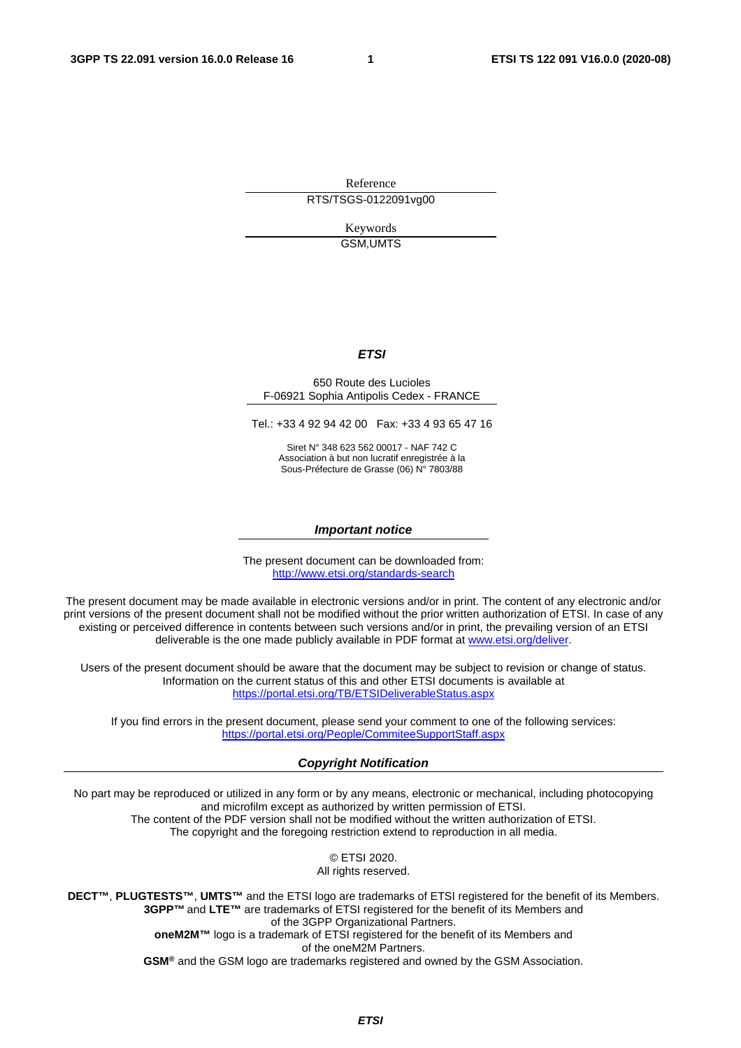Reference

RTS/TSGS-0122091vg00

Keywords

GSM,UMTS

***ETSI***

650 Route des Lucioles
F-06921 Sophia Antipolis Cedex - FRANCE

Tel.: +33 4 92 94 42 00   Fax: +33 4 93 65 47 16

Siret N° 348 623 562 00017 - NAF 742 C
Association à but non lucratif enregistrée à la
Sous-Préfecture de Grasse (06) N° 7803/88

***Important notice***

The present document can be downloaded from:
http://www.etsi.org/standards-search

The present document may be made available in electronic versions and/or in print. The content of any electronic and/or print versions of the present document shall not be modified without the prior written authorization of ETSI. In case of any existing or perceived difference in contents between such versions and/or in print, the prevailing version of an ETSI deliverable is the one made publicly available in PDF format at www.etsi.org/deliver.

Users of the present document should be aware that the document may be subject to revision or change of status. Information on the current status of this and other ETSI documents is available at https://portal.etsi.org/TB/ETSIDeliverableStatus.aspx

If you find errors in the present document, please send your comment to one of the following services:
https://portal.etsi.org/People/CommiteeSupportStaff.aspx

***Copyright Notification***

No part may be reproduced or utilized in any form or by any means, electronic or mechanical, including photocopying and microfilm except as authorized by written permission of ETSI.
The content of the PDF version shall not be modified without the written authorization of ETSI.
The copyright and the foregoing restriction extend to reproduction in all media.

© ETSI 2020.
All rights reserved.

**DECT™**, **PLUGTESTS™**, **UMTS™** and the ETSI logo are trademarks of ETSI registered for the benefit of its Members.
**3GPP™** and **LTE™** are trademarks of ETSI registered for the benefit of its Members and of the 3GPP Organizational Partners.
**oneM2M™** logo is a trademark of ETSI registered for the benefit of its Members and of the oneM2M Partners.
**GSM®** and the GSM logo are trademarks registered and owned by the GSM Association.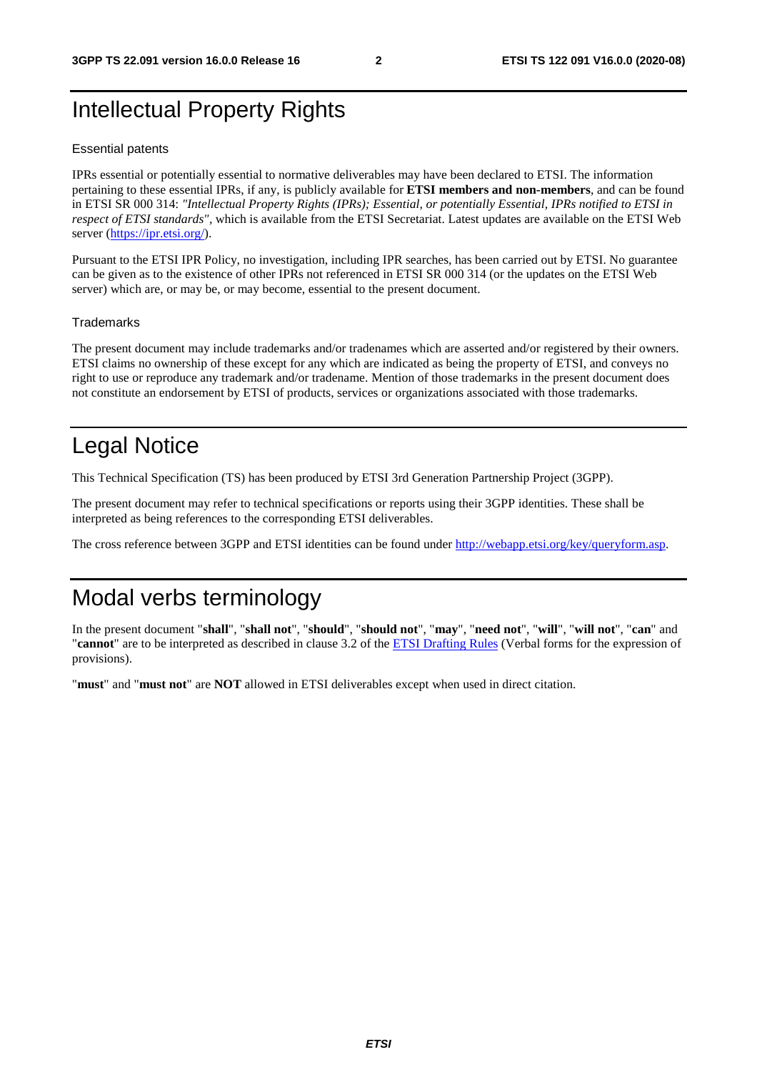# Intellectual Property Rights

## Essential patents

IPRs essential or potentially essential to normative deliverables may have been declared to ETSI. The information pertaining to these essential IPRs, if any, is publicly available for **ETSI members and non-members**, and can be found in ETSI SR 000 314: *"Intellectual Property Rights (IPRs); Essential, or potentially Essential, IPRs notified to ETSI in respect of ETSI standards"*, which is available from the ETSI Secretariat. Latest updates are available on the ETSI Web server (https://ipr.etsi.org/).

Pursuant to the ETSI IPR Policy, no investigation, including IPR searches, has been carried out by ETSI. No guarantee can be given as to the existence of other IPRs not referenced in ETSI SR 000 314 (or the updates on the ETSI Web server) which are, or may be, or may become, essential to the present document.

## Trademarks

The present document may include trademarks and/or tradenames which are asserted and/or registered by their owners. ETSI claims no ownership of these except for any which are indicated as being the property of ETSI, and conveys no right to use or reproduce any trademark and/or tradename. Mention of those trademarks in the present document does not constitute an endorsement by ETSI of products, services or organizations associated with those trademarks.

# Legal Notice

This Technical Specification (TS) has been produced by ETSI 3rd Generation Partnership Project (3GPP).

The present document may refer to technical specifications or reports using their 3GPP identities. These shall be interpreted as being references to the corresponding ETSI deliverables.

The cross reference between 3GPP and ETSI identities can be found under http://webapp.etsi.org/key/queryform.asp.

# Modal verbs terminology

In the present document "**shall**", "**shall not**", "**should**", "**should not**", "**may**", "**need not**", "**will**", "**will not**", "**can**" and "**cannot**" are to be interpreted as described in clause 3.2 of the ETSI Drafting Rules (Verbal forms for the expression of provisions).

"**must**" and "**must not**" are **NOT** allowed in ETSI deliverables except when used in direct citation.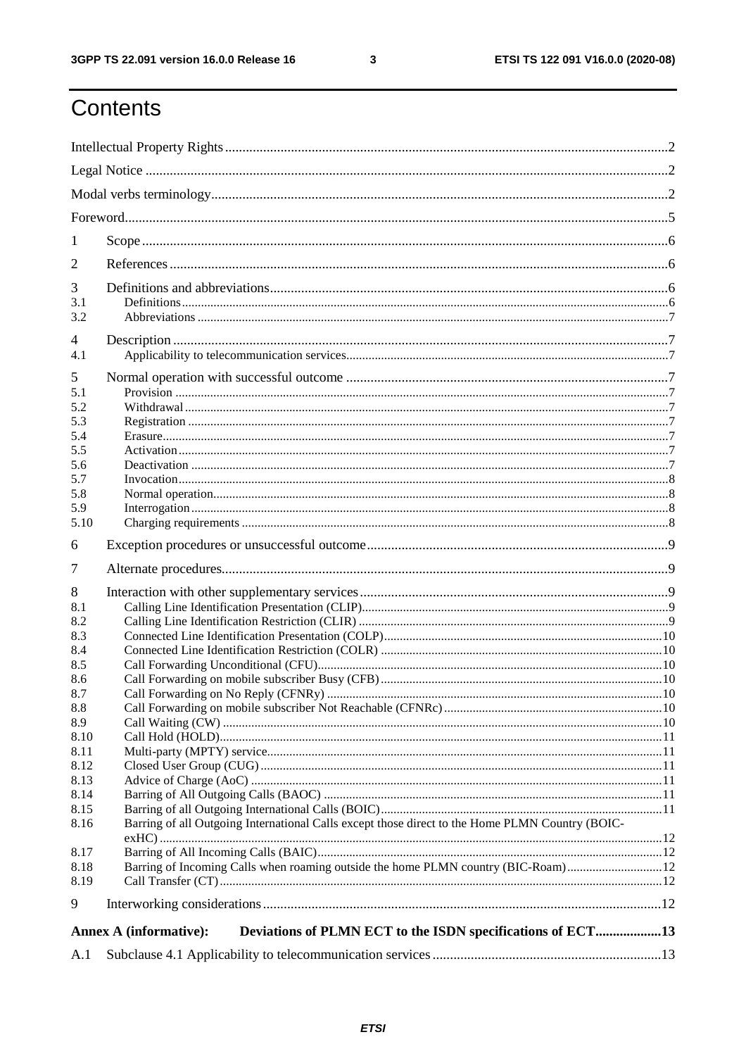# Contents

Intellectual Property Rights ..... 2

Legal Notice ..... 2

Modal verbs terminology ..... 2

Foreword ..... 5

1 Scope ..... 6

2 References ..... 6

3 Definitions and abbreviations ..... 6
- 3.1 Definitions ..... 6
- 3.2 Abbreviations ..... 7

4 Description ..... 7
- 4.1 Applicability to telecommunication services ..... 7

5 Normal operation with successful outcome ..... 7
- 5.1 Provision ..... 7
- 5.2 Withdrawal ..... 7
- 5.3 Registration ..... 7
- 5.4 Erasure ..... 7
- 5.5 Activation ..... 7
- 5.6 Deactivation ..... 7
- 5.7 Invocation ..... 8
- 5.8 Normal operation ..... 8
- 5.9 Interrogation ..... 8
- 5.10 Charging requirements ..... 8

6 Exception procedures or unsuccessful outcome ..... 9

7 Alternate procedures ..... 9

8 Interaction with other supplementary services ..... 9
- 8.1 Calling Line Identification Presentation (CLIP) ..... 9
- 8.2 Calling Line Identification Restriction (CLIR) ..... 9
- 8.3 Connected Line Identification Presentation (COLP) ..... 10
- 8.4 Connected Line Identification Restriction (COLR) ..... 10
- 8.5 Call Forwarding Unconditional (CFU) ..... 10
- 8.6 Call Forwarding on mobile subscriber Busy (CFB) ..... 10
- 8.7 Call Forwarding on No Reply (CFNRy) ..... 10
- 8.8 Call Forwarding on mobile subscriber Not Reachable (CFNRc) ..... 10
- 8.9 Call Waiting (CW) ..... 10
- 8.10 Call Hold (HOLD) ..... 11
- 8.11 Multi-party (MPTY) service ..... 11
- 8.12 Closed User Group (CUG) ..... 11
- 8.13 Advice of Charge (AoC) ..... 11
- 8.14 Barring of All Outgoing Calls (BAOC) ..... 11
- 8.15 Barring of all Outgoing International Calls (BOIC) ..... 11
- 8.16 Barring of all Outgoing International Calls except those direct to the Home PLMN Country (BOIC-exHC) ..... 12
- 8.17 Barring of All Incoming Calls (BAIC) ..... 12
- 8.18 Barring of Incoming Calls when roaming outside the home PLMN country (BIC-Roam) ..... 12
- 8.19 Call Transfer (CT) ..... 12

9 Interworking considerations ..... 12

**Annex A (informative): Deviations of PLMN ECT to the ISDN specifications of ECT ..... 13**

A.1 Subclause 4.1 Applicability to telecommunication services ..... 13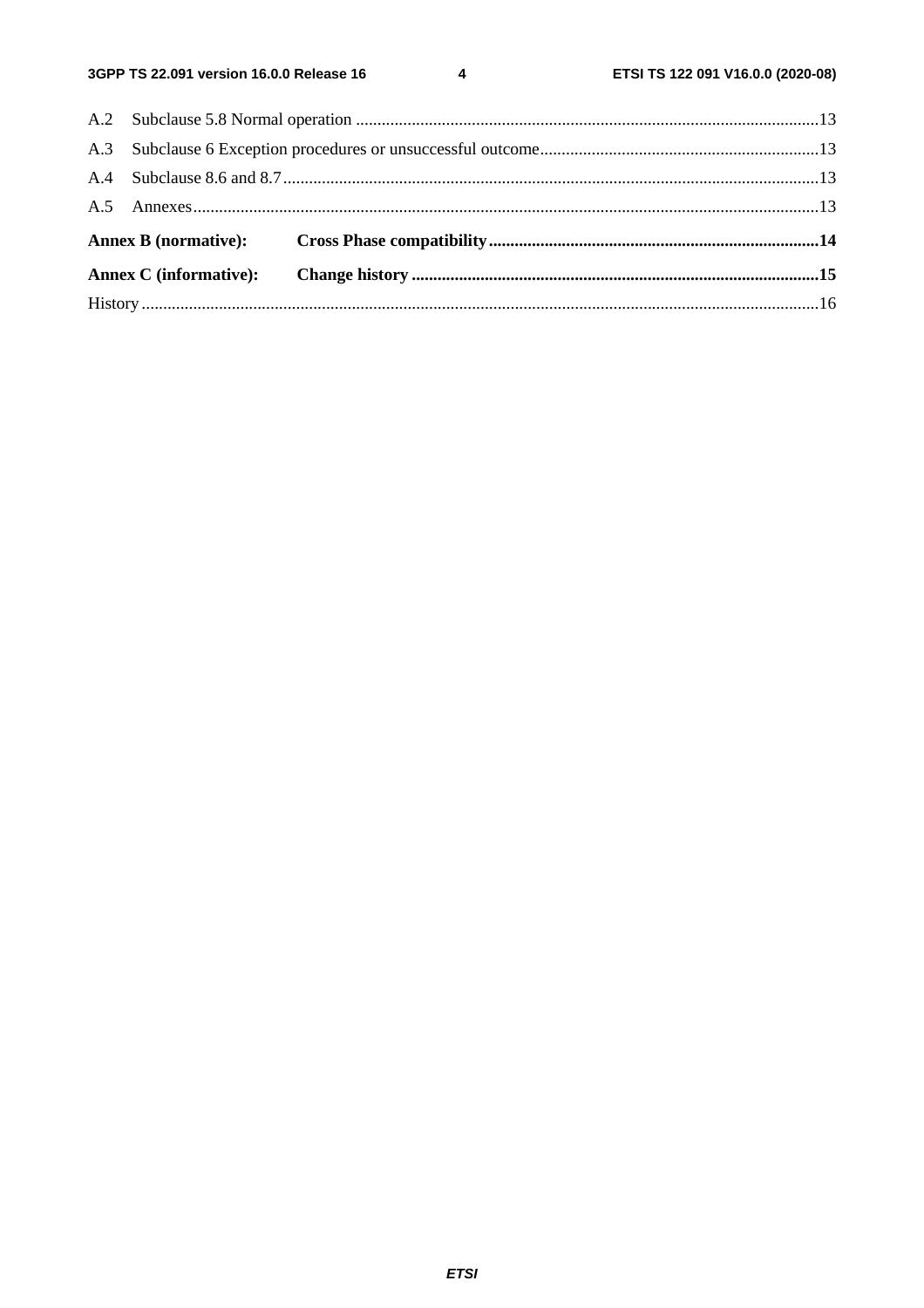A.2 Subclause 5.8 Normal operation ....................................................................................................13

A.3 Subclause 6 Exception procedures or unsuccessful outcome.................................................................13

A.4 Subclause 8.6 and 8.7..............................................................................................................................13

A.5 Annexes...................................................................................................................................................13

**Annex B (normative): Cross Phase compatibility..............................................................................14**

**Annex C (informative): Change history .................................................................................................15**

History ............................................................................................................................................................16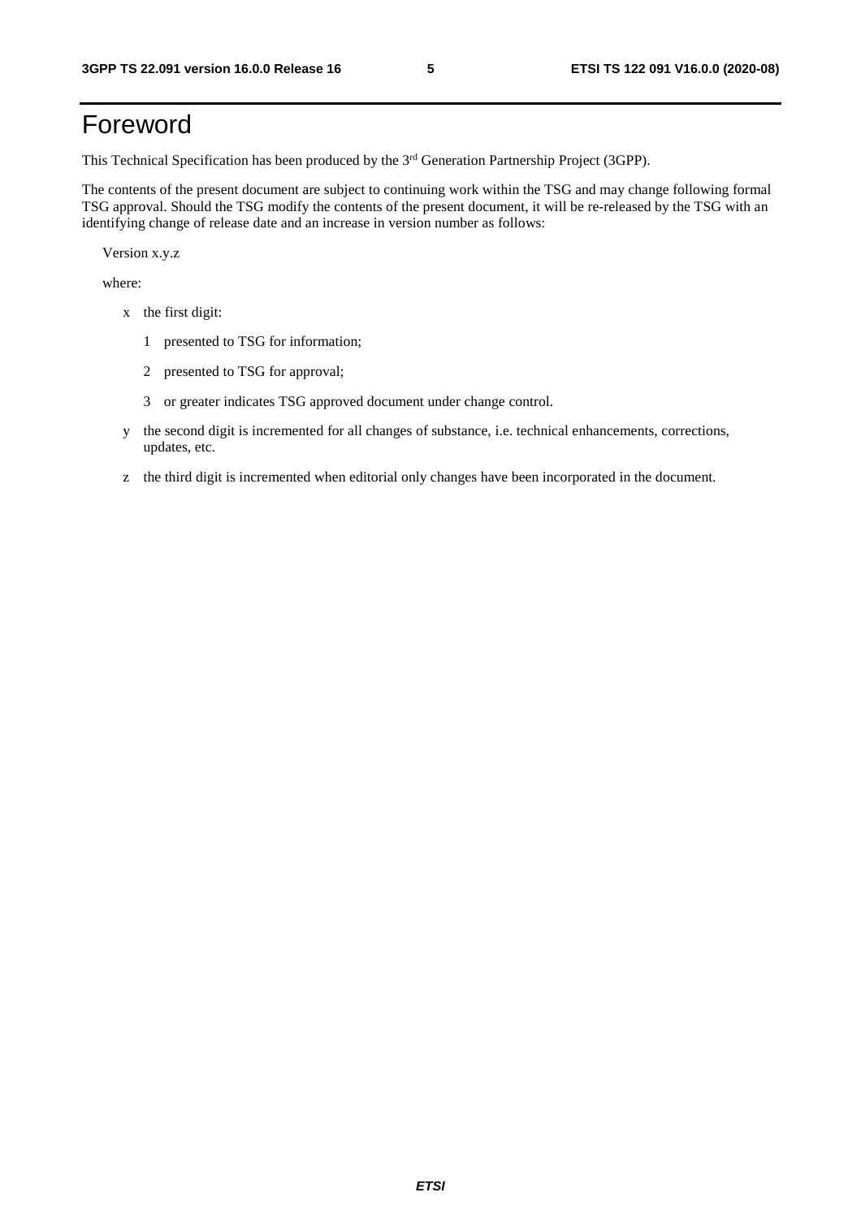# Foreword

This Technical Specification has been produced by the 3rd Generation Partnership Project (3GPP).

The contents of the present document are subject to continuing work within the TSG and may change following formal TSG approval. Should the TSG modify the contents of the present document, it will be re-released by the TSG with an identifying change of release date and an increase in version number as follows:

Version x.y.z

where:

- x the first digit:
  - 1 presented to TSG for information;
  - 2 presented to TSG for approval;
  - 3 or greater indicates TSG approved document under change control.
- y the second digit is incremented for all changes of substance, i.e. technical enhancements, corrections, updates, etc.
- z the third digit is incremented when editorial only changes have been incorporated in the document.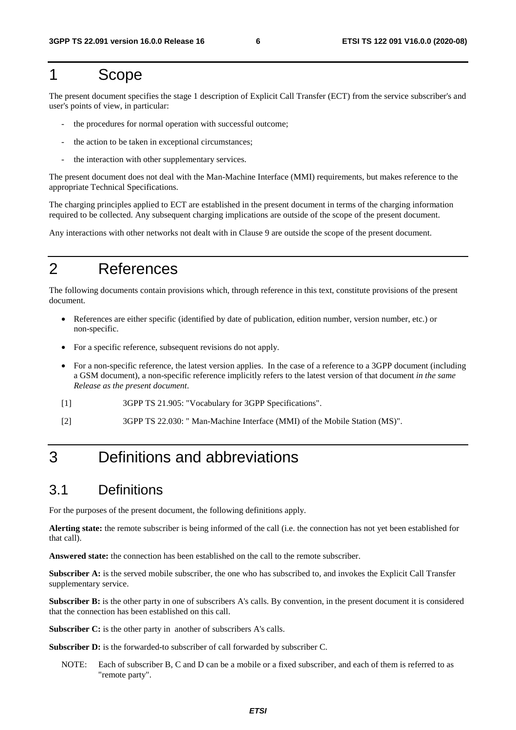# 1 Scope

The present document specifies the stage 1 description of Explicit Call Transfer (ECT) from the service subscriber's and user's points of view, in particular:

- the procedures for normal operation with successful outcome;
- the action to be taken in exceptional circumstances;
- the interaction with other supplementary services.

The present document does not deal with the Man-Machine Interface (MMI) requirements, but makes reference to the appropriate Technical Specifications.

The charging principles applied to ECT are established in the present document in terms of the charging information required to be collected. Any subsequent charging implications are outside of the scope of the present document.

Any interactions with other networks not dealt with in Clause 9 are outside the scope of the present document.

# 2 References

The following documents contain provisions which, through reference in this text, constitute provisions of the present document.

- References are either specific (identified by date of publication, edition number, version number, etc.) or non-specific.
- For a specific reference, subsequent revisions do not apply.
- For a non-specific reference, the latest version applies. In the case of a reference to a 3GPP document (including a GSM document), a non-specific reference implicitly refers to the latest version of that document *in the same Release as the present document*.

[1] 3GPP TS 21.905: "Vocabulary for 3GPP Specifications".

[2] 3GPP TS 22.030: " Man-Machine Interface (MMI) of the Mobile Station (MS)".

# 3 Definitions and abbreviations

## 3.1 Definitions

For the purposes of the present document, the following definitions apply.

**Alerting state:** the remote subscriber is being informed of the call (i.e. the connection has not yet been established for that call).

**Answered state:** the connection has been established on the call to the remote subscriber.

**Subscriber A:** is the served mobile subscriber, the one who has subscribed to, and invokes the Explicit Call Transfer supplementary service.

**Subscriber B:** is the other party in one of subscribers A's calls. By convention, in the present document it is considered that the connection has been established on this call.

**Subscriber C:** is the other party in another of subscribers A's calls.

**Subscriber D:** is the forwarded-to subscriber of call forwarded by subscriber C.

NOTE: Each of subscriber B, C and D can be a mobile or a fixed subscriber, and each of them is referred to as "remote party".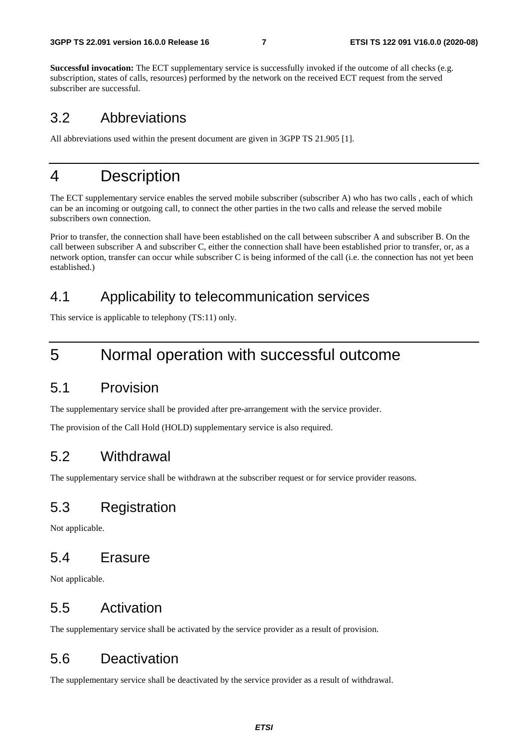**Successful invocation:** The ECT supplementary service is successfully invoked if the outcome of all checks (e.g. subscription, states of calls, resources) performed by the network on the received ECT request from the served subscriber are successful.

## 3.2 Abbreviations

All abbreviations used within the present document are given in 3GPP TS 21.905 [1].

# 4 Description

The ECT supplementary service enables the served mobile subscriber (subscriber A) who has two calls , each of which can be an incoming or outgoing call, to connect the other parties in the two calls and release the served mobile subscribers own connection.

Prior to transfer, the connection shall have been established on the call between subscriber A and subscriber B. On the call between subscriber A and subscriber C, either the connection shall have been established prior to transfer, or, as a network option, transfer can occur while subscriber C is being informed of the call (i.e. the connection has not yet been established.)

## 4.1 Applicability to telecommunication services

This service is applicable to telephony (TS:11) only.

# 5 Normal operation with successful outcome

## 5.1 Provision

The supplementary service shall be provided after pre-arrangement with the service provider.

The provision of the Call Hold (HOLD) supplementary service is also required.

## 5.2 Withdrawal

The supplementary service shall be withdrawn at the subscriber request or for service provider reasons.

## 5.3 Registration

Not applicable.

## 5.4 Erasure

Not applicable.

## 5.5 Activation

The supplementary service shall be activated by the service provider as a result of provision.

## 5.6 Deactivation

The supplementary service shall be deactivated by the service provider as a result of withdrawal.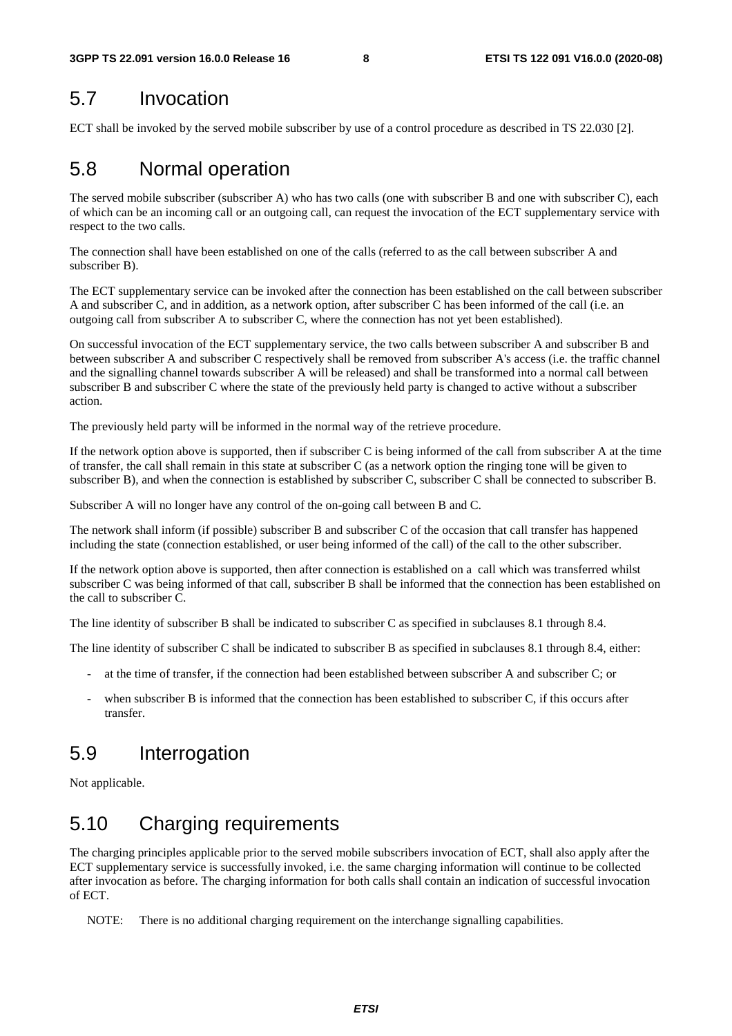## 5.7 Invocation

ECT shall be invoked by the served mobile subscriber by use of a control procedure as described in TS 22.030 [2].

## 5.8 Normal operation

The served mobile subscriber (subscriber A) who has two calls (one with subscriber B and one with subscriber C), each of which can be an incoming call or an outgoing call, can request the invocation of the ECT supplementary service with respect to the two calls.

The connection shall have been established on one of the calls (referred to as the call between subscriber A and subscriber B).

The ECT supplementary service can be invoked after the connection has been established on the call between subscriber A and subscriber C, and in addition, as a network option, after subscriber C has been informed of the call (i.e. an outgoing call from subscriber A to subscriber C, where the connection has not yet been established).

On successful invocation of the ECT supplementary service, the two calls between subscriber A and subscriber B and between subscriber A and subscriber C respectively shall be removed from subscriber A's access (i.e. the traffic channel and the signalling channel towards subscriber A will be released) and shall be transformed into a normal call between subscriber B and subscriber C where the state of the previously held party is changed to active without a subscriber action.

The previously held party will be informed in the normal way of the retrieve procedure.

If the network option above is supported, then if subscriber C is being informed of the call from subscriber A at the time of transfer, the call shall remain in this state at subscriber C (as a network option the ringing tone will be given to subscriber B), and when the connection is established by subscriber C, subscriber C shall be connected to subscriber B.

Subscriber A will no longer have any control of the on-going call between B and C.

The network shall inform (if possible) subscriber B and subscriber C of the occasion that call transfer has happened including the state (connection established, or user being informed of the call) of the call to the other subscriber.

If the network option above is supported, then after connection is established on a call which was transferred whilst subscriber C was being informed of that call, subscriber B shall be informed that the connection has been established on the call to subscriber C.

The line identity of subscriber B shall be indicated to subscriber C as specified in subclauses 8.1 through 8.4.

The line identity of subscriber C shall be indicated to subscriber B as specified in subclauses 8.1 through 8.4, either:

- at the time of transfer, if the connection had been established between subscriber A and subscriber C; or
- when subscriber B is informed that the connection has been established to subscriber C, if this occurs after transfer.

## 5.9 Interrogation

Not applicable.

## 5.10 Charging requirements

The charging principles applicable prior to the served mobile subscribers invocation of ECT, shall also apply after the ECT supplementary service is successfully invoked, i.e. the same charging information will continue to be collected after invocation as before. The charging information for both calls shall contain an indication of successful invocation of ECT.

NOTE: There is no additional charging requirement on the interchange signalling capabilities.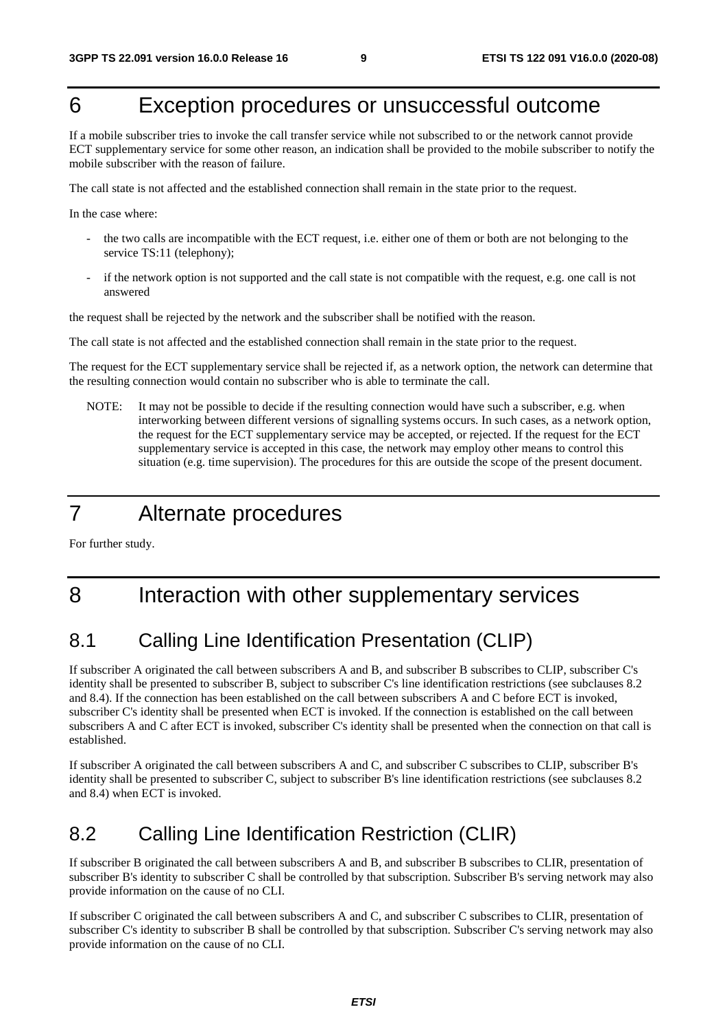# 6 Exception procedures or unsuccessful outcome

If a mobile subscriber tries to invoke the call transfer service while not subscribed to or the network cannot provide ECT supplementary service for some other reason, an indication shall be provided to the mobile subscriber to notify the mobile subscriber with the reason of failure.

The call state is not affected and the established connection shall remain in the state prior to the request.

In the case where:

- the two calls are incompatible with the ECT request, i.e. either one of them or both are not belonging to the service TS:11 (telephony);
- if the network option is not supported and the call state is not compatible with the request, e.g. one call is not answered

the request shall be rejected by the network and the subscriber shall be notified with the reason.

The call state is not affected and the established connection shall remain in the state prior to the request.

The request for the ECT supplementary service shall be rejected if, as a network option, the network can determine that the resulting connection would contain no subscriber who is able to terminate the call.

NOTE: It may not be possible to decide if the resulting connection would have such a subscriber, e.g. when interworking between different versions of signalling systems occurs. In such cases, as a network option, the request for the ECT supplementary service may be accepted, or rejected. If the request for the ECT supplementary service is accepted in this case, the network may employ other means to control this situation (e.g. time supervision). The procedures for this are outside the scope of the present document.

# 7 Alternate procedures

For further study.

# 8 Interaction with other supplementary services

## 8.1 Calling Line Identification Presentation (CLIP)

If subscriber A originated the call between subscribers A and B, and subscriber B subscribes to CLIP, subscriber C's identity shall be presented to subscriber B, subject to subscriber C's line identification restrictions (see subclauses 8.2 and 8.4). If the connection has been established on the call between subscribers A and C before ECT is invoked, subscriber C's identity shall be presented when ECT is invoked. If the connection is established on the call between subscribers A and C after ECT is invoked, subscriber C's identity shall be presented when the connection on that call is established.

If subscriber A originated the call between subscribers A and C, and subscriber C subscribes to CLIP, subscriber B's identity shall be presented to subscriber C, subject to subscriber B's line identification restrictions (see subclauses 8.2 and 8.4) when ECT is invoked.

## 8.2 Calling Line Identification Restriction (CLIR)

If subscriber B originated the call between subscribers A and B, and subscriber B subscribes to CLIR, presentation of subscriber B's identity to subscriber C shall be controlled by that subscription. Subscriber B's serving network may also provide information on the cause of no CLI.

If subscriber C originated the call between subscribers A and C, and subscriber C subscribes to CLIR, presentation of subscriber C's identity to subscriber B shall be controlled by that subscription. Subscriber C's serving network may also provide information on the cause of no CLI.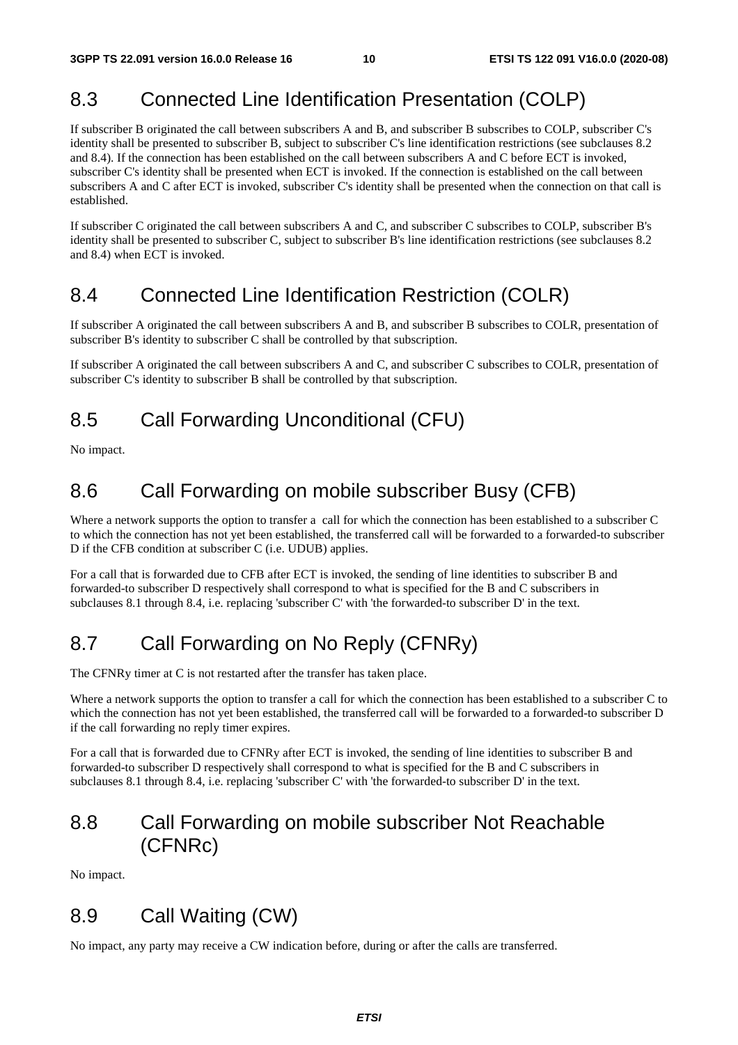## 8.3 Connected Line Identification Presentation (COLP)

If subscriber B originated the call between subscribers A and B, and subscriber B subscribes to COLP, subscriber C's identity shall be presented to subscriber B, subject to subscriber C's line identification restrictions (see subclauses 8.2 and 8.4). If the connection has been established on the call between subscribers A and C before ECT is invoked, subscriber C's identity shall be presented when ECT is invoked. If the connection is established on the call between subscribers A and C after ECT is invoked, subscriber C's identity shall be presented when the connection on that call is established.

If subscriber C originated the call between subscribers A and C, and subscriber C subscribes to COLP, subscriber B's identity shall be presented to subscriber C, subject to subscriber B's line identification restrictions (see subclauses 8.2 and 8.4) when ECT is invoked.

## 8.4 Connected Line Identification Restriction (COLR)

If subscriber A originated the call between subscribers A and B, and subscriber B subscribes to COLR, presentation of subscriber B's identity to subscriber C shall be controlled by that subscription.

If subscriber A originated the call between subscribers A and C, and subscriber C subscribes to COLR, presentation of subscriber C's identity to subscriber B shall be controlled by that subscription.

## 8.5 Call Forwarding Unconditional (CFU)

No impact.

## 8.6 Call Forwarding on mobile subscriber Busy (CFB)

Where a network supports the option to transfer a call for which the connection has been established to a subscriber C to which the connection has not yet been established, the transferred call will be forwarded to a forwarded-to subscriber D if the CFB condition at subscriber C (i.e. UDUB) applies.

For a call that is forwarded due to CFB after ECT is invoked, the sending of line identities to subscriber B and forwarded-to subscriber D respectively shall correspond to what is specified for the B and C subscribers in subclauses 8.1 through 8.4, i.e. replacing 'subscriber C' with 'the forwarded-to subscriber D' in the text.

## 8.7 Call Forwarding on No Reply (CFNRy)

The CFNRy timer at C is not restarted after the transfer has taken place.

Where a network supports the option to transfer a call for which the connection has been established to a subscriber C to which the connection has not yet been established, the transferred call will be forwarded to a forwarded-to subscriber D if the call forwarding no reply timer expires.

For a call that is forwarded due to CFNRy after ECT is invoked, the sending of line identities to subscriber B and forwarded-to subscriber D respectively shall correspond to what is specified for the B and C subscribers in subclauses 8.1 through 8.4, i.e. replacing 'subscriber C' with 'the forwarded-to subscriber D' in the text.

## 8.8 Call Forwarding on mobile subscriber Not Reachable (CFNRc)

No impact.

## 8.9 Call Waiting (CW)

No impact, any party may receive a CW indication before, during or after the calls are transferred.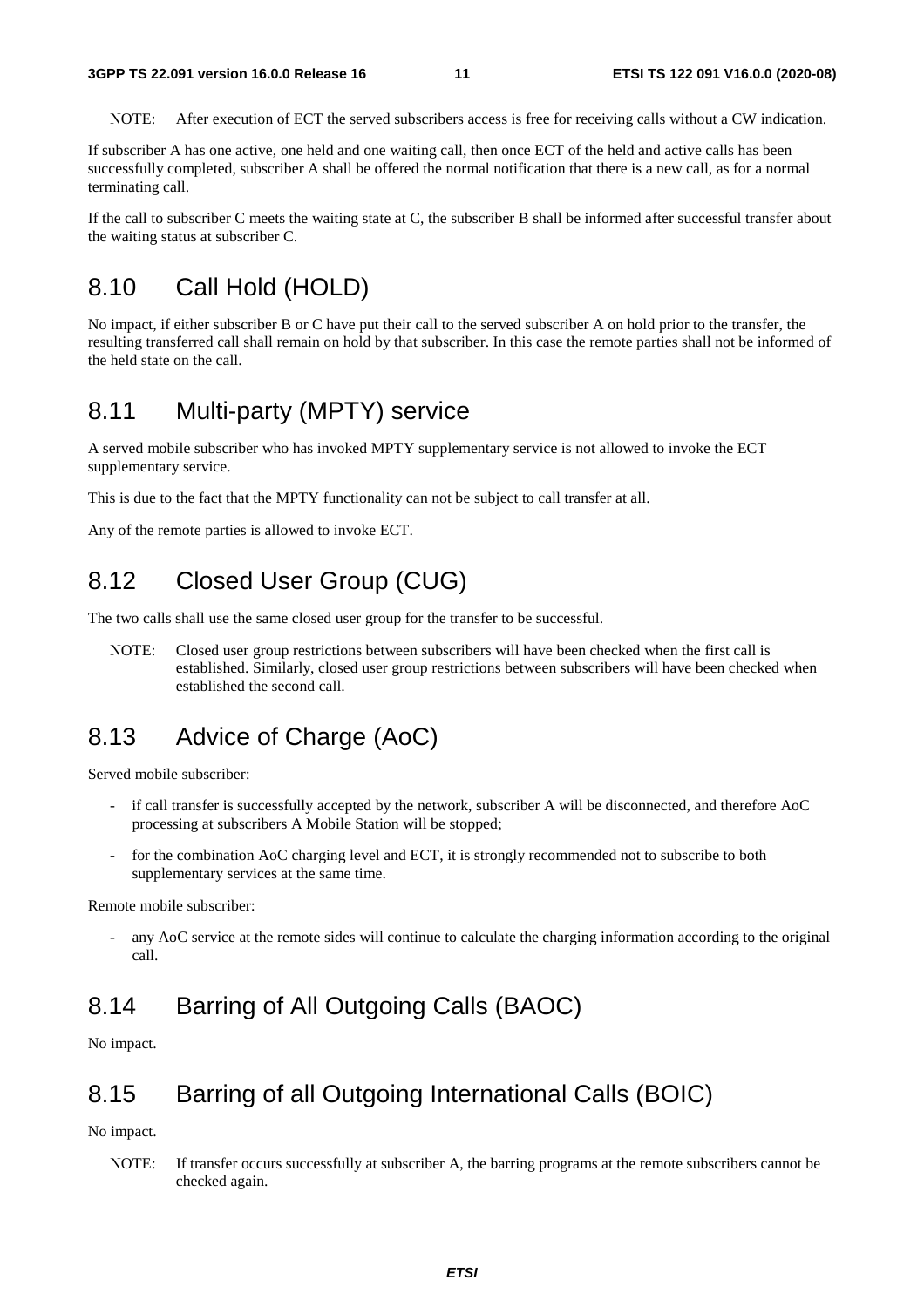NOTE: After execution of ECT the served subscribers access is free for receiving calls without a CW indication.

If subscriber A has one active, one held and one waiting call, then once ECT of the held and active calls has been successfully completed, subscriber A shall be offered the normal notification that there is a new call, as for a normal terminating call.

If the call to subscriber C meets the waiting state at C, the subscriber B shall be informed after successful transfer about the waiting status at subscriber C.

## 8.10 Call Hold (HOLD)

No impact, if either subscriber B or C have put their call to the served subscriber A on hold prior to the transfer, the resulting transferred call shall remain on hold by that subscriber. In this case the remote parties shall not be informed of the held state on the call.

## 8.11 Multi-party (MPTY) service

A served mobile subscriber who has invoked MPTY supplementary service is not allowed to invoke the ECT supplementary service.

This is due to the fact that the MPTY functionality can not be subject to call transfer at all.

Any of the remote parties is allowed to invoke ECT.

## 8.12 Closed User Group (CUG)

The two calls shall use the same closed user group for the transfer to be successful.

NOTE: Closed user group restrictions between subscribers will have been checked when the first call is established. Similarly, closed user group restrictions between subscribers will have been checked when established the second call.

## 8.13 Advice of Charge (AoC)

Served mobile subscriber:

- if call transfer is successfully accepted by the network, subscriber A will be disconnected, and therefore AoC processing at subscribers A Mobile Station will be stopped;
- for the combination AoC charging level and ECT, it is strongly recommended not to subscribe to both supplementary services at the same time.

Remote mobile subscriber:

- any AoC service at the remote sides will continue to calculate the charging information according to the original call.

## 8.14 Barring of All Outgoing Calls (BAOC)

No impact.

## 8.15 Barring of all Outgoing International Calls (BOIC)

No impact.

NOTE: If transfer occurs successfully at subscriber A, the barring programs at the remote subscribers cannot be checked again.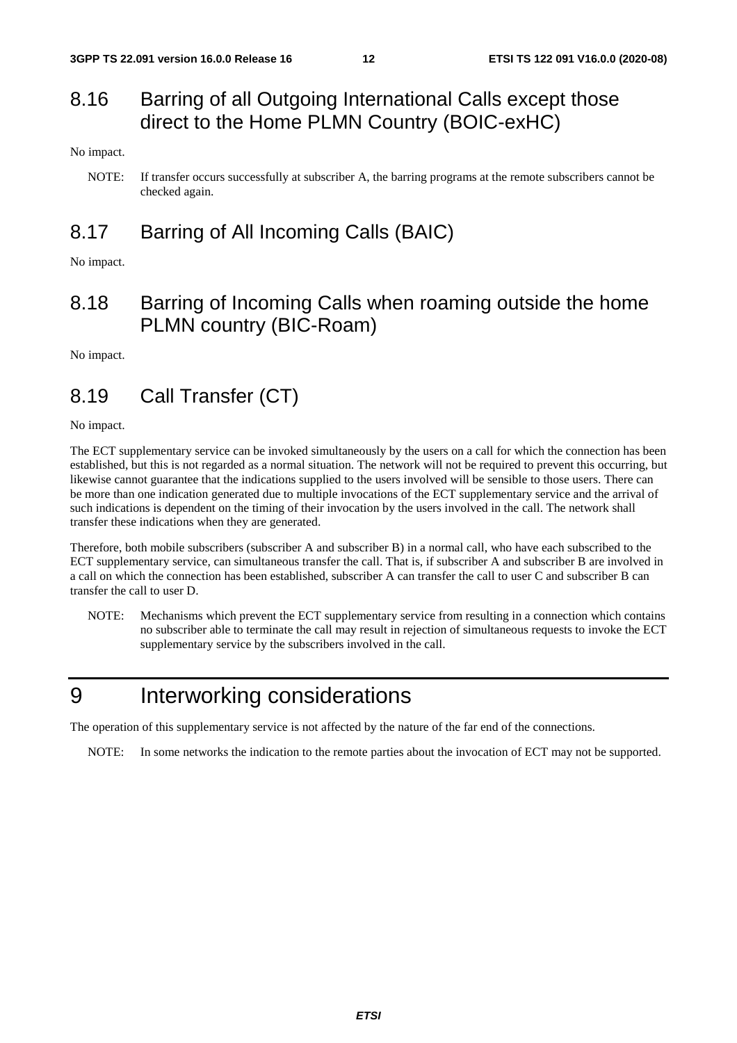## 8.16 Barring of all Outgoing International Calls except those direct to the Home PLMN Country (BOIC-exHC)

No impact.

NOTE: If transfer occurs successfully at subscriber A, the barring programs at the remote subscribers cannot be checked again.

## 8.17 Barring of All Incoming Calls (BAIC)

No impact.

## 8.18 Barring of Incoming Calls when roaming outside the home PLMN country (BIC-Roam)

No impact.

## 8.19 Call Transfer (CT)

No impact.

The ECT supplementary service can be invoked simultaneously by the users on a call for which the connection has been established, but this is not regarded as a normal situation. The network will not be required to prevent this occurring, but likewise cannot guarantee that the indications supplied to the users involved will be sensible to those users. There can be more than one indication generated due to multiple invocations of the ECT supplementary service and the arrival of such indications is dependent on the timing of their invocation by the users involved in the call. The network shall transfer these indications when they are generated.

Therefore, both mobile subscribers (subscriber A and subscriber B) in a normal call, who have each subscribed to the ECT supplementary service, can simultaneous transfer the call. That is, if subscriber A and subscriber B are involved in a call on which the connection has been established, subscriber A can transfer the call to user C and subscriber B can transfer the call to user D.

NOTE: Mechanisms which prevent the ECT supplementary service from resulting in a connection which contains no subscriber able to terminate the call may result in rejection of simultaneous requests to invoke the ECT supplementary service by the subscribers involved in the call.

# 9 Interworking considerations

The operation of this supplementary service is not affected by the nature of the far end of the connections.

NOTE: In some networks the indication to the remote parties about the invocation of ECT may not be supported.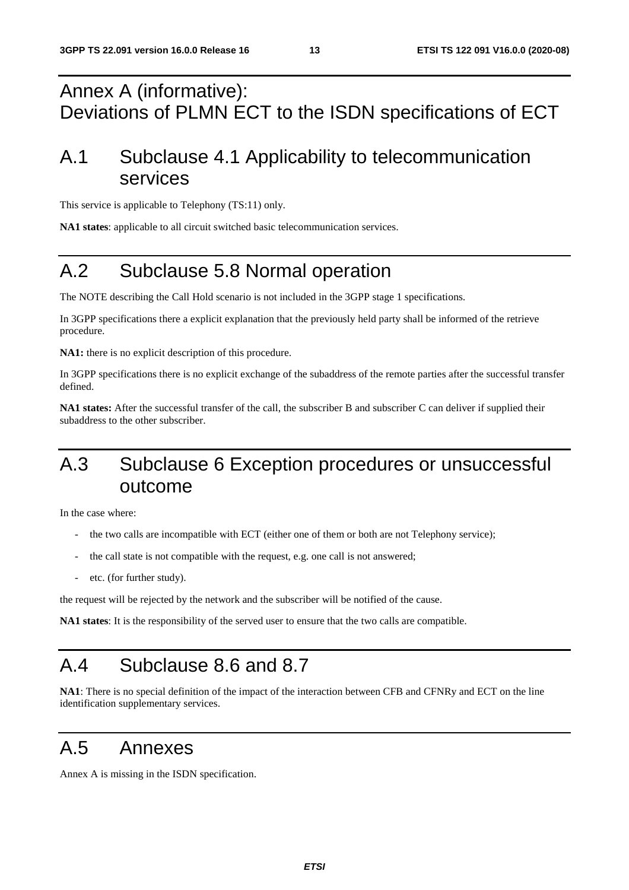# Annex A (informative): Deviations of PLMN ECT to the ISDN specifications of ECT

## A.1 Subclause 4.1 Applicability to telecommunication services

This service is applicable to Telephony (TS:11) only.

**NA1 states**: applicable to all circuit switched basic telecommunication services.

## A.2 Subclause 5.8 Normal operation

The NOTE describing the Call Hold scenario is not included in the 3GPP stage 1 specifications.

In 3GPP specifications there a explicit explanation that the previously held party shall be informed of the retrieve procedure.

**NA1:** there is no explicit description of this procedure.

In 3GPP specifications there is no explicit exchange of the subaddress of the remote parties after the successful transfer defined.

**NA1 states:** After the successful transfer of the call, the subscriber B and subscriber C can deliver if supplied their subaddress to the other subscriber.

## A.3 Subclause 6 Exception procedures or unsuccessful outcome

In the case where:

- the two calls are incompatible with ECT (either one of them or both are not Telephony service);
- the call state is not compatible with the request, e.g. one call is not answered;
- etc. (for further study).

the request will be rejected by the network and the subscriber will be notified of the cause.

**NA1 states**: It is the responsibility of the served user to ensure that the two calls are compatible.

## A.4 Subclause 8.6 and 8.7

**NA1**: There is no special definition of the impact of the interaction between CFB and CFNRy and ECT on the line identification supplementary services.

## A.5 Annexes

Annex A is missing in the ISDN specification.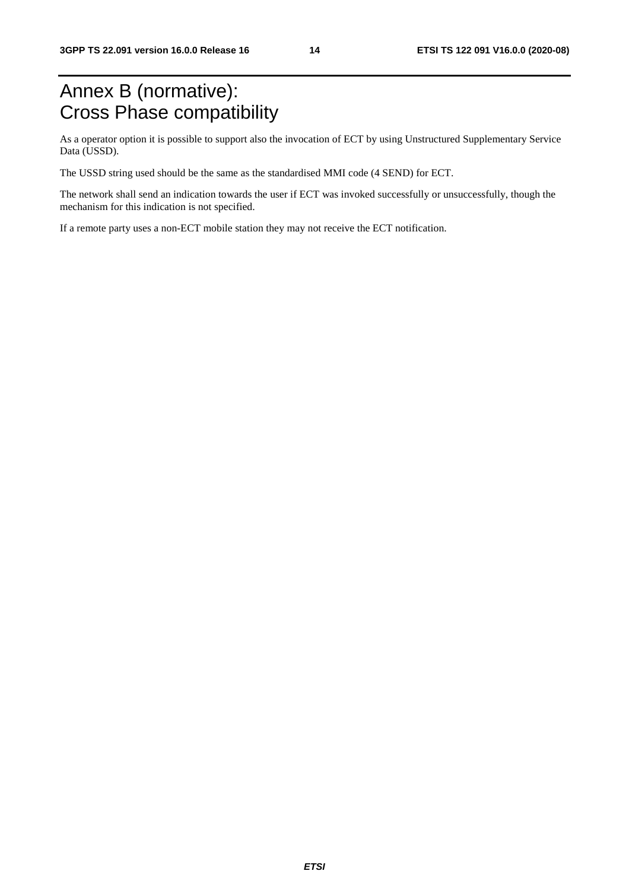# Annex B (normative): Cross Phase compatibility

As a operator option it is possible to support also the invocation of ECT by using Unstructured Supplementary Service Data (USSD).

The USSD string used should be the same as the standardised MMI code (4 SEND) for ECT.

The network shall send an indication towards the user if ECT was invoked successfully or unsuccessfully, though the mechanism for this indication is not specified.

If a remote party uses a non-ECT mobile station they may not receive the ECT notification.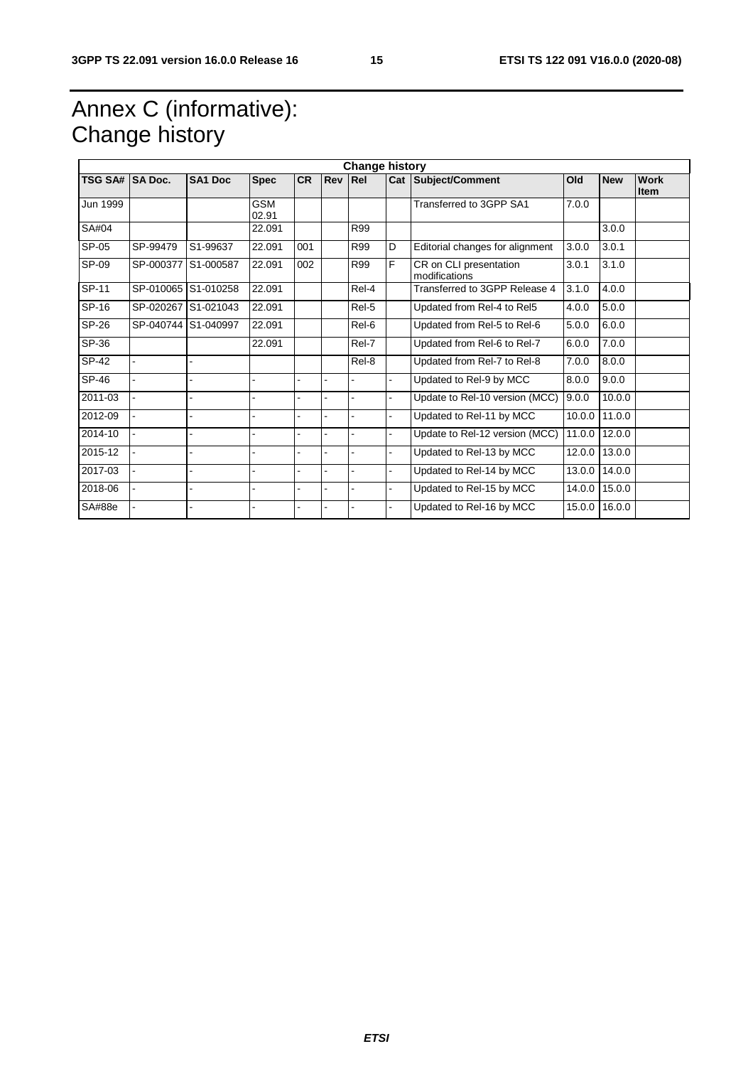# Annex C (informative): Change history

| Change history | | | | | | | | | | | |
|---|---|---|---|---|---|---|---|---|---|---|---|
| **TSG SA#** | **SA Doc.** | **SA1 Doc** | **Spec** | **CR** | **Rev** | **Rel** | **Cat** | **Subject/Comment** | **Old** | **New** | **Work Item** |
| Jun 1999 | | | GSM 02.91 | | | | | Transferred to 3GPP SA1 | 7.0.0 | | |
| SA#04 | | | 22.091 | | | R99 | | | | 3.0.0 | |
| SP-05 | SP-99479 | S1-99637 | 22.091 | 001 | | R99 | D | Editorial changes for alignment | 3.0.0 | 3.0.1 | |
| SP-09 | SP-000377 | S1-000587 | 22.091 | 002 | | R99 | F | CR on CLI presentation modifications | 3.0.1 | 3.1.0 | |
| SP-11 | SP-010065 | S1-010258 | 22.091 | | | Rel-4 | | Transferred to 3GPP Release 4 | 3.1.0 | 4.0.0 | |
| SP-16 | SP-020267 | S1-021043 | 22.091 | | | Rel-5 | | Updated from Rel-4 to Rel5 | 4.0.0 | 5.0.0 | |
| SP-26 | SP-040744 | S1-040997 | 22.091 | | | Rel-6 | | Updated from Rel-5 to Rel-6 | 5.0.0 | 6.0.0 | |
| SP-36 | | | 22.091 | | | Rel-7 | | Updated from Rel-6 to Rel-7 | 6.0.0 | 7.0.0 | |
| SP-42 | - | - | | | | Rel-8 | | Updated from Rel-7 to Rel-8 | 7.0.0 | 8.0.0 | |
| SP-46 | - | - | - | - | - | - | - | Updated to Rel-9 by MCC | 8.0.0 | 9.0.0 | |
| 2011-03 | - | - | - | - | - | - | - | Update to Rel-10 version (MCC) | 9.0.0 | 10.0.0 | |
| 2012-09 | - | - | - | - | - | - | - | Updated to Rel-11 by MCC | 10.0.0 | 11.0.0 | |
| 2014-10 | - | - | - | - | - | - | - | Update to Rel-12 version (MCC) | 11.0.0 | 12.0.0 | |
| 2015-12 | - | - | - | - | - | - | - | Updated to Rel-13 by MCC | 12.0.0 | 13.0.0 | |
| 2017-03 | - | - | - | - | - | - | - | Updated to Rel-14 by MCC | 13.0.0 | 14.0.0 | |
| 2018-06 | - | - | - | - | - | - | - | Updated to Rel-15 by MCC | 14.0.0 | 15.0.0 | |
| SA#88e | - | - | - | - | - | - | - | Updated to Rel-16 by MCC | 15.0.0 | 16.0.0 | |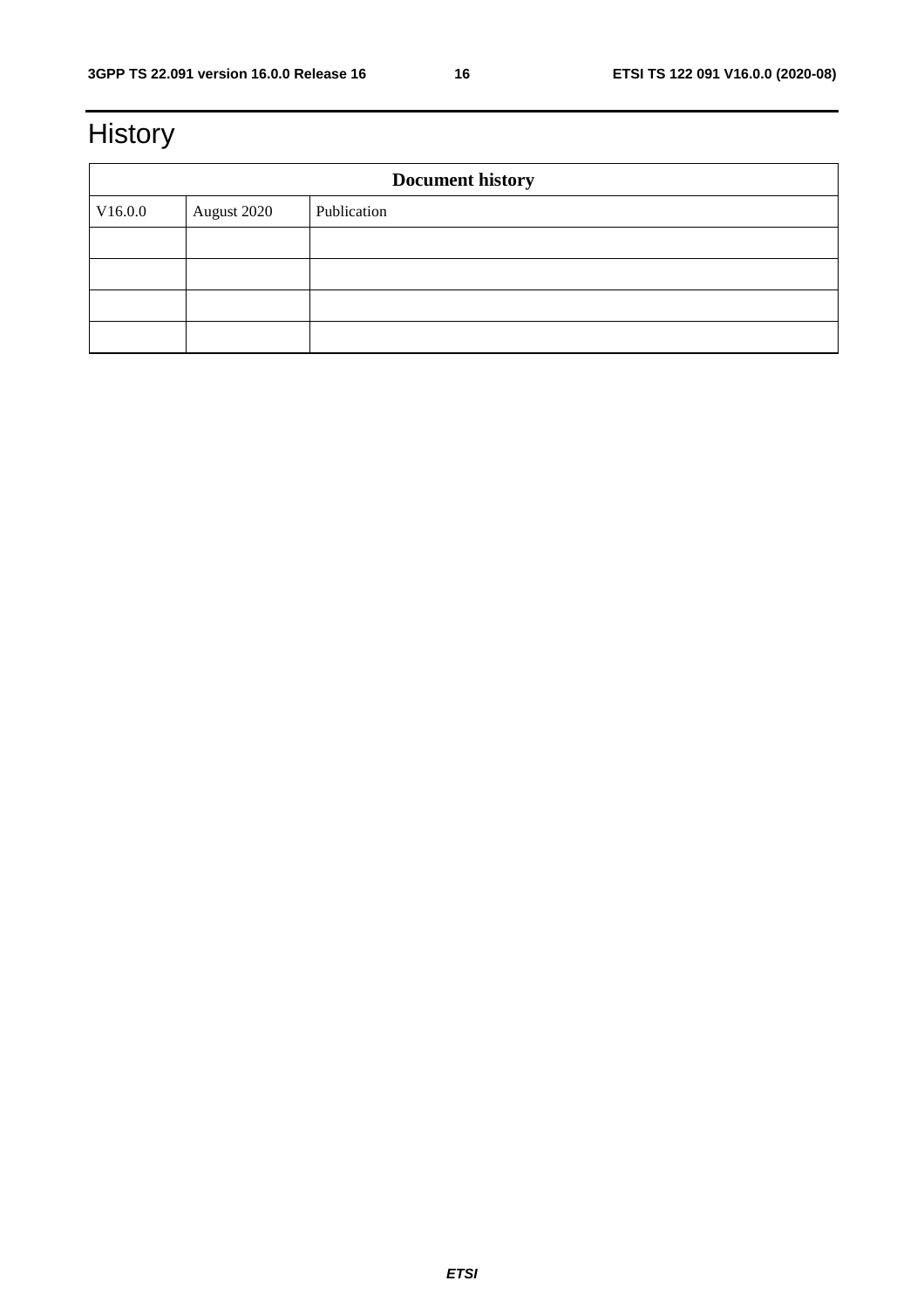# History

| Document history | | |
|---|---|---|
| V16.0.0 | August 2020 | Publication |
| | | |
| | | |
| | | |
| | | |